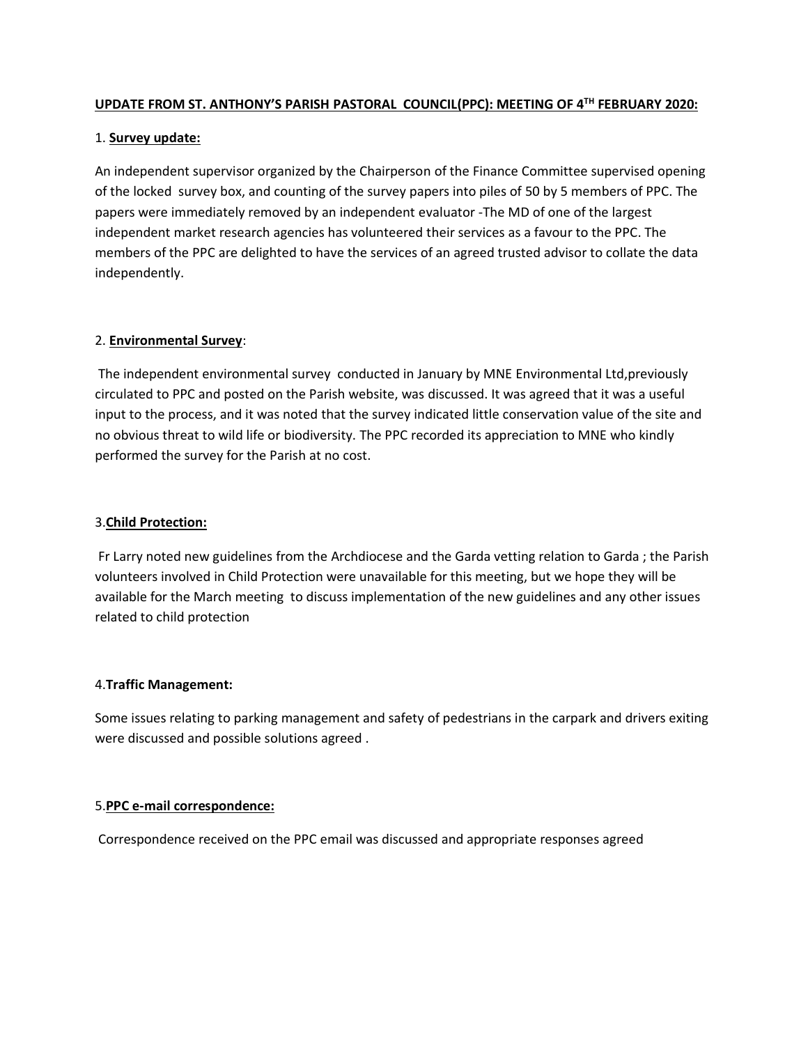## UPDATE FROM ST. ANTHONY'S PARISH PASTORAL COUNCIL(PPC): MEETING OF 4TH FEBRUARY 2020:

1. **Survey update:**

An independent supervisor organized by the Chairperson of the Finance Committee supervised opening of the locked survey box, and counting of the survey papers into piles of 50 by 5 members of PPC. The papers were immediately removed by an independent evaluator -The MD of one of the largest independent market research agencies has volunteered their services as a favour to the PPC. The members of the PPC are delighted to have the services of an agreed trusted advisor to collate the data independently.

2. **Environmental Survey**:

The independent environmental survey conducted in January by MNE Environmental Ltd,previously circulated to PPC and posted on the Parish website, was discussed. It was agreed that it was a useful input to the process, and it was noted that the survey indicated little conservation value of the site and no obvious threat to wild life or biodiversity. The PPC recorded its appreciation to MNE who kindly performed the survey for the Parish at no cost.

3.**Child Protection:**

Fr Larry noted new guidelines from the Archdiocese and the Garda vetting relation to Garda ; the Parish volunteers involved in Child Protection were unavailable for this meeting, but we hope they will be available for the March meeting to discuss implementation of the new guidelines and any other issues related to child protection

4.**Traffic Management:**

Some issues relating to parking management and safety of pedestrians in the carpark and drivers exiting were discussed and possible solutions agreed .

5.**PPC e-mail correspondence:**

Correspondence received on the PPC email was discussed and appropriate responses agreed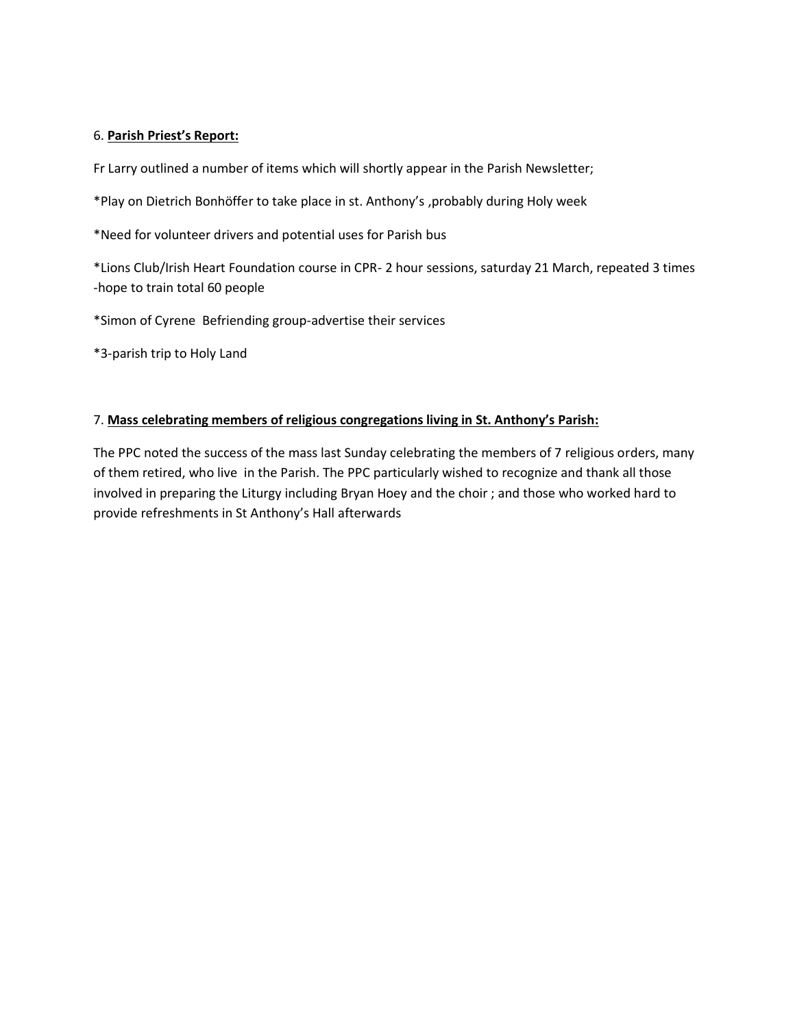6. **Parish Priest's Report:**

Fr Larry outlined a number of items which will shortly appear in the Parish Newsletter;

*Play on Dietrich Bonhöffer to take place in st. Anthony's ,probably during Holy week

*Need for volunteer drivers and potential uses for Parish bus

*Lions Club/Irish Heart Foundation course in CPR- 2 hour sessions, saturday 21 March, repeated 3 times -hope to train total 60 people

*Simon of Cyrene Befriending group-advertise their services

*3-parish trip to Holy Land

7. **Mass celebrating members of religious congregations living in St. Anthony's Parish:**

The PPC noted the success of the mass last Sunday celebrating the members of 7 religious orders, many of them retired, who live in the Parish. The PPC particularly wished to recognize and thank all those involved in preparing the Liturgy including Bryan Hoey and the choir ; and those who worked hard to provide refreshments in St Anthony's Hall afterwards